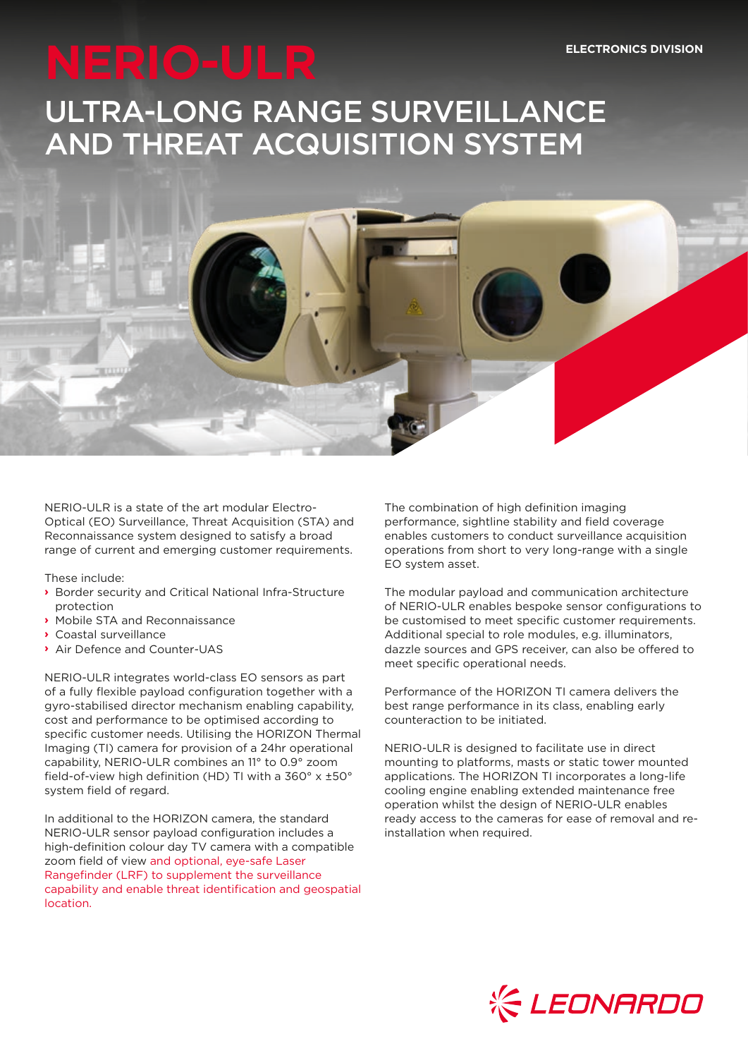ELECTRONICS DIVISION

# NERIO-ULR

## ULTRA-LONG RANGE SURVEILLANCE AND THREAT ACQUISITION SYSTEM

NERIO-ULR is a state of the art modular Electro-Optical (EO) Surveillance, Threat Acquisition (STA) and Reconnaissance system designed to satisfy a broad range of current and emerging customer requirements.

These include:

- Border security and Critical National Infra-Structure protection
- Mobile STA and Reconnaissance
- Coastal surveillance
- Air Defence and Counter-UAS

NERIO-ULR integrates world-class EO sensors as part of a fully flexible payload configuration together with a gyro-stabilised director mechanism enabling capability, cost and performance to be optimised according to specific customer needs. Utilising the HORIZON Thermal Imaging (TI) camera for provision of a 24hr operational capability, NERIO-ULR combines an 11° to 0.9° zoom field-of-view high definition (HD) TI with a 360° x ±50° system field of regard.

In additional to the HORIZON camera, the standard NERIO-ULR sensor payload configuration includes a high-definition colour day TV camera with a compatible zoom field of view and optional, eye-safe Laser Rangefinder (LRF) to supplement the surveillance capability and enable threat identification and geospatial location.

The combination of high definition imaging performance, sightline stability and field coverage enables customers to conduct surveillance acquisition operations from short to very long-range with a single EO system asset.

The modular payload and communication architecture of NERIO-ULR enables bespoke sensor configurations to be customised to meet specific customer requirements. Additional special to role modules, e.g. illuminators, dazzle sources and GPS receiver, can also be offered to meet specific operational needs.

Performance of the HORIZON TI camera delivers the best range performance in its class, enabling early counteraction to be initiated.

NERIO-ULR is designed to facilitate use in direct mounting to platforms, masts or static tower mounted applications. The HORIZON TI incorporates a long-life cooling engine enabling extended maintenance free operation whilst the design of NERIO-ULR enables ready access to the cameras for ease of removal and re-installation when required.

LEONARDO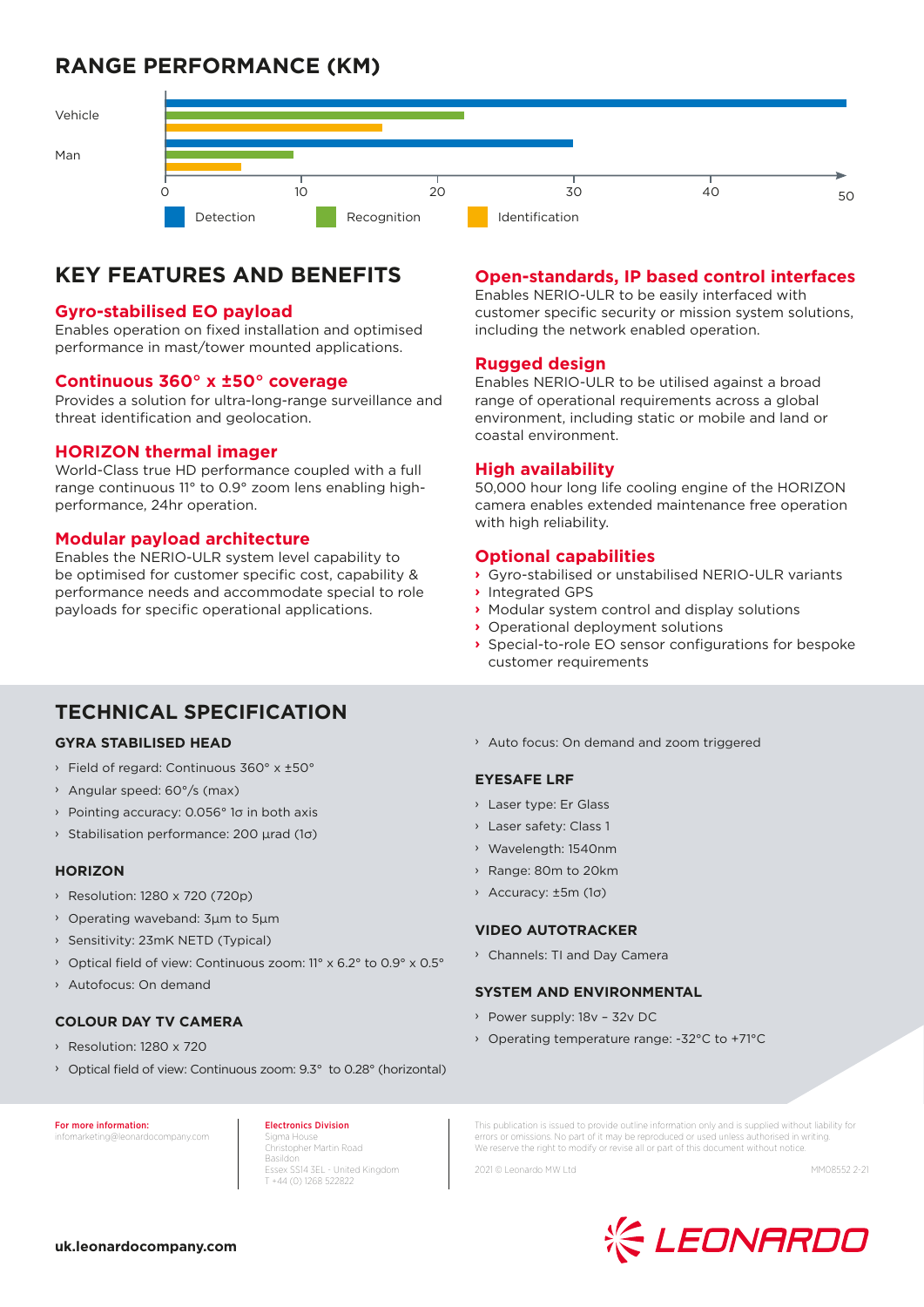## RANGE PERFORMANCE (KM)

Vehicle
Man
0
10
20
30
40
50
Detection
Recognition
Identification

## KEY FEATURES AND BENEFITS

### Gyro-stabilised EO payload

Enables operation on fixed installation and optimised performance in mast/tower mounted applications.

### Continuous 360° x ±50° coverage

Provides a solution for ultra-long-range surveillance and threat identification and geolocation.

### HORIZON thermal imager

World-Class true HD performance coupled with a full range continuous 11° to 0.9° zoom lens enabling high-performance, 24hr operation.

### Modular payload architecture

Enables the NERIO-ULR system level capability to be optimised for customer specific cost, capability & performance needs and accommodate special to role payloads for specific operational applications.

### Open-standards, IP based control interfaces

Enables NERIO-ULR to be easily interfaced with customer specific security or mission system solutions, including the network enabled operation.

### Rugged design

Enables NERIO-ULR to be utilised against a broad range of operational requirements across a global environment, including static or mobile and land or coastal environment.

### High availability

50,000 hour long life cooling engine of the HORIZON camera enables extended maintenance free operation with high reliability.

### Optional capabilities

- Gyro-stabilised or unstabilised NERIO-ULR variants
- Integrated GPS
- Modular system control and display solutions
- Operational deployment solutions
- Special-to-role EO sensor configurations for bespoke customer requirements

## TECHNICAL SPECIFICATION

### GYRA STABILISED HEAD

- Field of regard: Continuous 360° x ±50°
- Angular speed: 60°/s (max)
- Pointing accuracy: 0.056° 1σ in both axis
- Stabilisation performance: 200 µrad (1σ)

### HORIZON

- Resolution: 1280 x 720 (720p)
- Operating waveband: 3µm to 5µm
- Sensitivity: 23mK NETD (Typical)
- Optical field of view: Continuous zoom: 11° x 6.2° to 0.9° x 0.5°
- Autofocus: On demand

### COLOUR DAY TV CAMERA

- Resolution: 1280 x 720
- Optical field of view: Continuous zoom: 9.3° to 0.28° (horizontal)
- Auto focus: On demand and zoom triggered

### EYESAFE LRF

- Laser type: Er Glass
- Laser safety: Class 1
- Wavelength: 1540nm
- Range: 80m to 20km
- Accuracy: ±5m (1σ)

### VIDEO AUTOTRACKER

- Channels: TI and Day Camera

### SYSTEM AND ENVIRONMENTAL

- Power supply: 18v – 32v DC
- Operating temperature range: -32°C to +71°C

**For more information:**
infomarketing@leonardocompany.com

**Electronics Division**
Sigma House
Christopher Martin Road
Basildon
Essex SS14 3EL - United Kingdom
T +44 (0) 1268 522822

This publication is issued to provide outline information only and is supplied without liability for errors or omissions. No part of it may be reproduced or used unless authorised in writing. We reserve the right to modify or revise all or part of this document without notice.

2021 © Leonardo MW Ltd

MM08552 2-21

**uk.leonardocompany.com**

LEONARDO